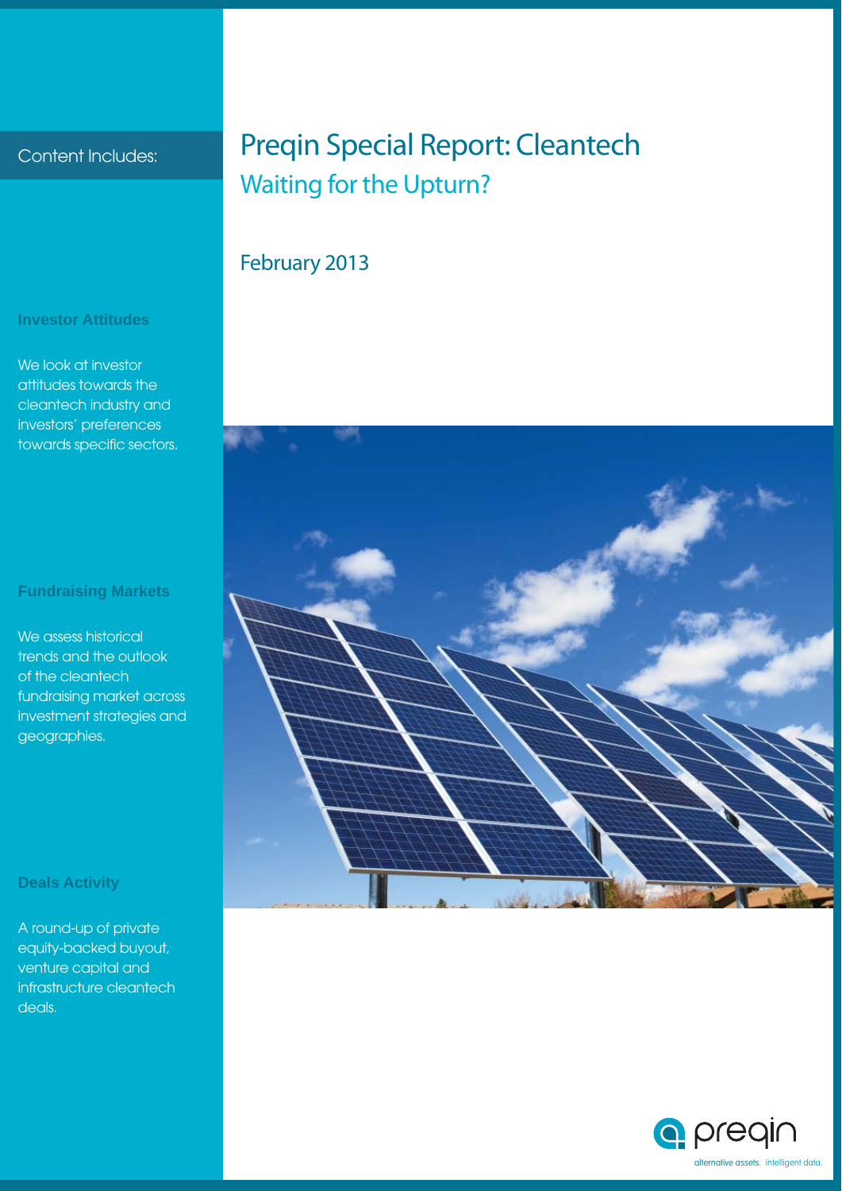# Preqin Special Report: Cleantech

## Waiting for the Upturn?

February 2013

Content Includes:

**Investor Attitudes**

We look at investor attitudes towards the cleantech industry and investors' preferences towards specific sectors.

**Fundraising Markets**

We assess historical trends and the outlook of the cleantech fundraising market across investment strategies and geographies.

**Deals Activity**

A round-up of private equity-backed buyout, venture capital and infrastructure cleantech deals.

preqin

alternative assets. intelligent data.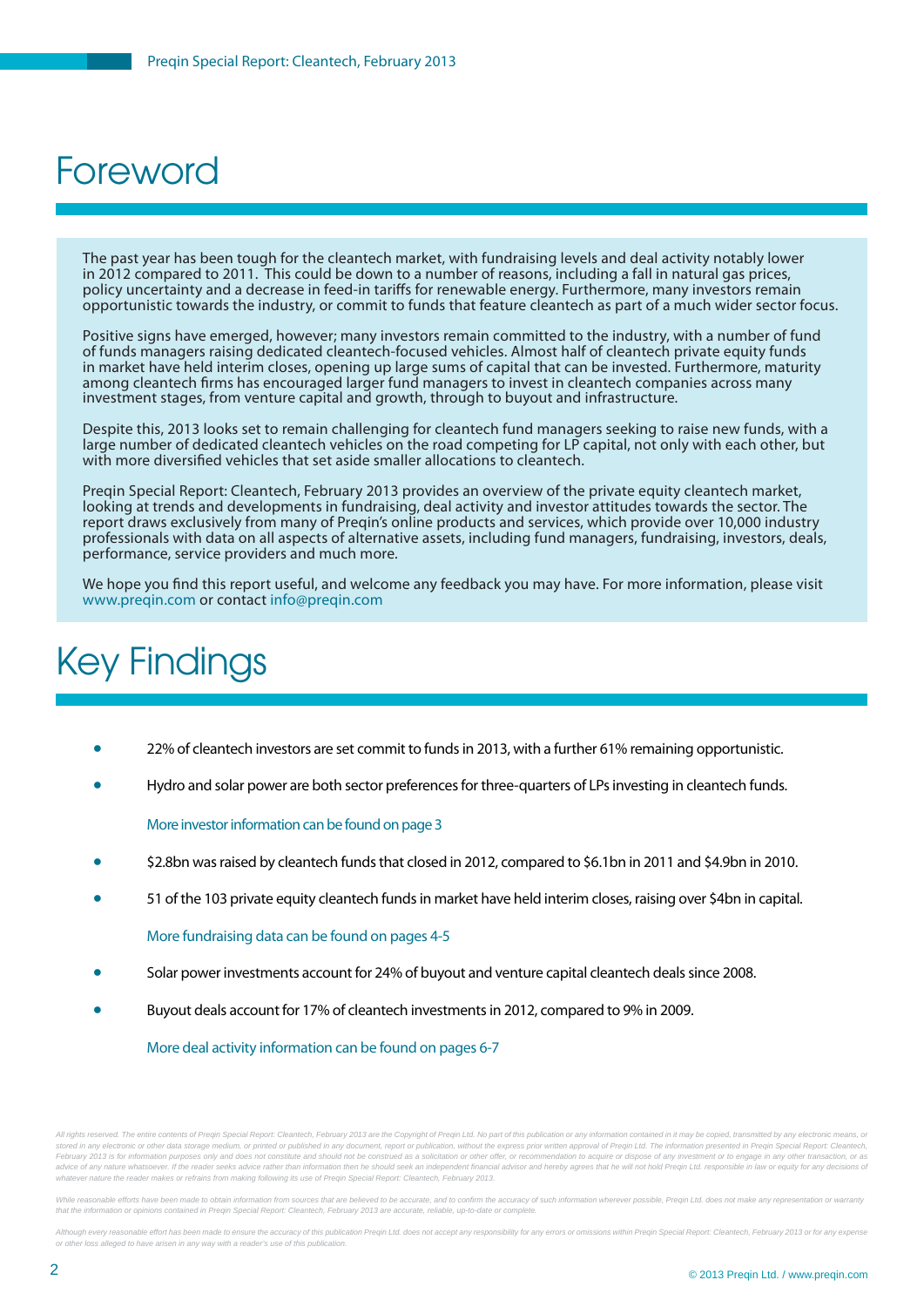# Foreword

The past year has been tough for the cleantech market, with fundraising levels and deal activity notably lower in 2012 compared to 2011. This could be down to a number of reasons, including a fall in natural gas prices, policy uncertainty and a decrease in feed-in tariffs for renewable energy. Furthermore, many investors remain opportunistic towards the industry, or commit to funds that feature cleantech as part of a much wider sector focus.

Positive signs have emerged, however; many investors remain committed to the industry, with a number of fund of funds managers raising dedicated cleantech-focused vehicles. Almost half of cleantech private equity funds in market have held interim closes, opening up large sums of capital that can be invested. Furthermore, maturity among cleantech firms has encouraged larger fund managers to invest in cleantech companies across many investment stages, from venture capital and growth, through to buyout and infrastructure.

Despite this, 2013 looks set to remain challenging for cleantech fund managers seeking to raise new funds, with a large number of dedicated cleantech vehicles on the road competing for LP capital, not only with each other, but with more diversified vehicles that set aside smaller allocations to cleantech.

Preqin Special Report: Cleantech, February 2013 provides an overview of the private equity cleantech market, looking at trends and developments in fundraising, deal activity and investor attitudes towards the sector. The report draws exclusively from many of Preqin's online products and services, which provide over 10,000 industry professionals with data on all aspects of alternative assets, including fund managers, fundraising, investors, deals, performance, service providers and much more.

We hope you find this report useful, and welcome any feedback you may have. For more information, please visit www.preqin.com or contact info@preqin.com

# Key Findings

- 22% of cleantech investors are set commit to funds in 2013, with a further 61% remaining opportunistic.
- Hydro and solar power are both sector preferences for three-quarters of LPs investing in cleantech funds.

More investor information can be found on page 3

- $2.8bn was raised by cleantech funds that closed in 2012, compared to $6.1bn in 2011 and $4.9bn in 2010.
- 51 of the 103 private equity cleantech funds in market have held interim closes, raising over $4bn in capital.

More fundraising data can be found on pages 4-5

- Solar power investments account for 24% of buyout and venture capital cleantech deals since 2008.
- Buyout deals account for 17% of cleantech investments in 2012, compared to 9% in 2009.

More deal activity information can be found on pages 6-7

*All rights reserved. The entire contents of Preqin Special Report: Cleantech, February 2013 are the Copyright of Preqin Ltd. No part of this publication or any information contained in it may be copied, transmitted by any electronic means, or stored in any electronic or other data storage medium, or printed or published in any document, report or publication, without the express prior written approval of Preqin Ltd. The information presented in Preqin Special Report: Cleantech, February 2013 is for information purposes only and does not constitute and should not be construed as a solicitation or other offer, or recommendation to acquire or dispose of any investment or to engage in any other transaction, or as advice of any nature whatsoever. If the reader seeks advice rather than information then he should seek an independent financial advisor and hereby agrees that he will not hold Preqin Ltd. responsible in law or equity for any decisions of whatever nature the reader makes or refrains from making following its use of Preqin Special Report: Cleantech, February 2013.*

*While reasonable efforts have been made to obtain information from sources that are believed to be accurate, and to confirm the accuracy of such information wherever possible, Preqin Ltd. does not make any representation or warranty that the information or opinions contained in Preqin Special Report: Cleantech, February 2013 are accurate, reliable, up-to-date or complete.*

*Although every reasonable effort has been made to ensure the accuracy of this publication Preqin Ltd. does not accept any responsibility for any errors or omissions within Preqin Special Report: Cleantech, February 2013 or for any expense or other loss alleged to have arisen in any way with a reader's use of this publication.*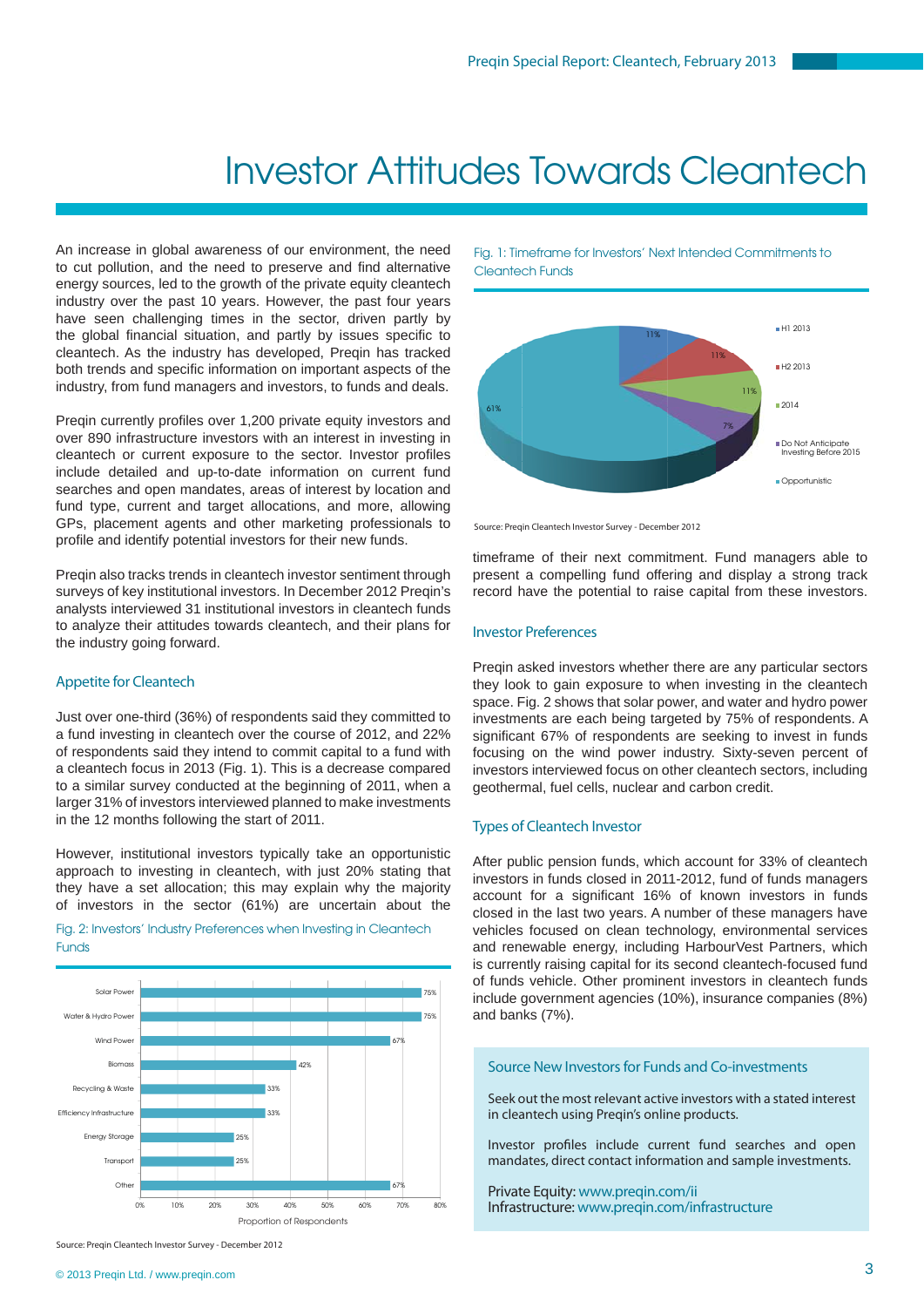# Investor Attitudes Towards Cleantech

An increase in global awareness of our environment, the need to cut pollution, and the need to preserve and find alternative energy sources, led to the growth of the private equity cleantech industry over the past 10 years. However, the past four years have seen challenging times in the sector, driven partly by the global financial situation, and partly by issues specific to cleantech. As the industry has developed, Preqin has tracked both trends and specific information on important aspects of the industry, from fund managers and investors, to funds and deals.

Preqin currently profiles over 1,200 private equity investors and over 890 infrastructure investors with an interest in investing in cleantech or current exposure to the sector. Investor profiles include detailed and up-to-date information on current fund searches and open mandates, areas of interest by location and fund type, current and target allocations, and more, allowing GPs, placement agents and other marketing professionals to profile and identify potential investors for their new funds.

Preqin also tracks trends in cleantech investor sentiment through surveys of key institutional investors. In December 2012 Preqin's analysts interviewed 31 institutional investors in cleantech funds to analyze their attitudes towards cleantech, and their plans for the industry going forward.

## Appetite for Cleantech

Just over one-third (36%) of respondents said they committed to a fund investing in cleantech over the course of 2012, and 22% of respondents said they intend to commit capital to a fund with a cleantech focus in 2013 (Fig. 1). This is a decrease compared to a similar survey conducted at the beginning of 2011, when a larger 31% of investors interviewed planned to make investments in the 12 months following the start of 2011.

However, institutional investors typically take an opportunistic approach to investing in cleantech, with just 20% stating that they have a set allocation; this may explain why the majority of investors in the sector (61%) are uncertain about the timeframe of their next commitment. Fund managers able to present a compelling fund offering and display a strong track record have the potential to raise capital from these investors.

Fig. 1: Timeframe for Investors' Next Intended Commitments to Cleantech Funds

| Timeframe | Proportion of Respondents |
|---|---|
| H1 2013 | 11% |
| H2 2013 | 11% |
| 2014 | 11% |
| Do Not Anticipate Investing Before 2015 | 7% |
| Opportunistic | 61% |

Source: Preqin Cleantech Investor Survey - December 2012

Fig. 2: Investors' Industry Preferences when Investing in Cleantech Funds

| Industry | Proportion of Respondents |
|---|---|
| Solar Power | 75% |
| Water & Hydro Power | 75% |
| Wind Power | 67% |
| Biomass | 42% |
| Recycling & Waste | 33% |
| Efficiency Infrastructure | 33% |
| Energy Storage | 25% |
| Transport | 25% |
| Other | 67% |

Source: Preqin Cleantech Investor Survey - December 2012

## Investor Preferences

Preqin asked investors whether there are any particular sectors they look to gain exposure to when investing in the cleantech space. Fig. 2 shows that solar power, and water and hydro power investments are each being targeted by 75% of respondents. A significant 67% of respondents are seeking to invest in funds focusing on the wind power industry. Sixty-seven percent of investors interviewed focus on other cleantech sectors, including geothermal, fuel cells, nuclear and carbon credit.

## Types of Cleantech Investor

After public pension funds, which account for 33% of cleantech investors in funds closed in 2011-2012, fund of funds managers account for a significant 16% of known investors in funds closed in the last two years. A number of these managers have vehicles focused on clean technology, environmental services and renewable energy, including HarbourVest Partners, which is currently raising capital for its second cleantech-focused fund of funds vehicle. Other prominent investors in cleantech funds include government agencies (10%), insurance companies (8%) and banks (7%).

### Source New Investors for Funds and Co-investments

Seek out the most relevant active investors with a stated interest in cleantech using Preqin's online products.

Investor profiles include current fund searches and open mandates, direct contact information and sample investments.

Private Equity: www.preqin.com/ii
Infrastructure: www.preqin.com/infrastructure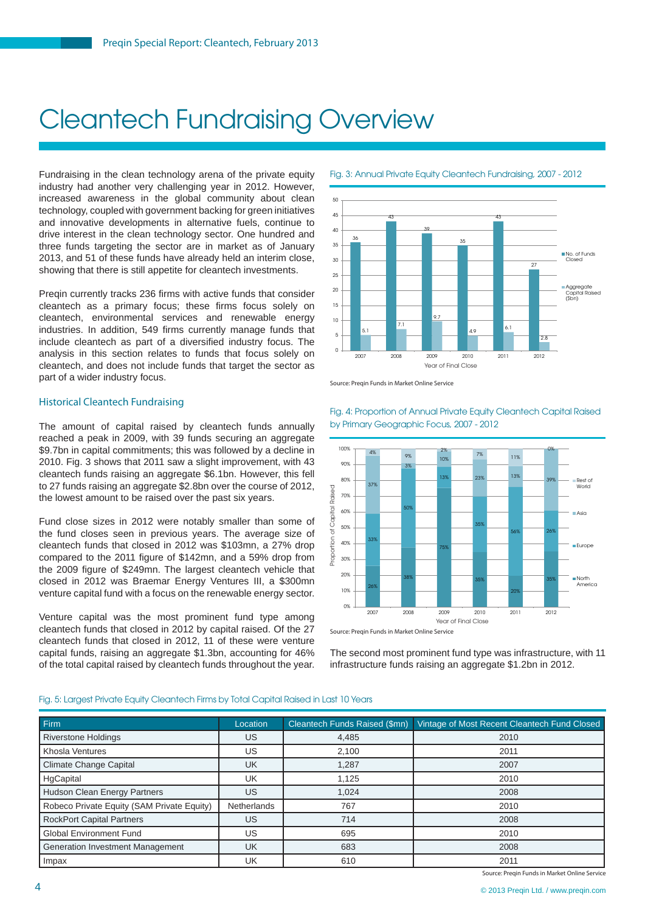# Cleantech Fundraising Overview

Fundraising in the clean technology arena of the private equity industry had another very challenging year in 2012. However, increased awareness in the global community about clean technology, coupled with government backing for green initiatives and innovative developments in alternative fuels, continue to drive interest in the clean technology sector. One hundred and three funds targeting the sector are in market as of January 2013, and 51 of these funds have already held an interim close, showing that there is still appetite for cleantech investments.

Preqin currently tracks 236 firms with active funds that consider cleantech as a primary focus; these firms focus solely on cleantech, environmental services and renewable energy industries. In addition, 549 firms currently manage funds that include cleantech as part of a diversified industry focus. The analysis in this section relates to funds that focus solely on cleantech, and does not include funds that target the sector as part of a wider industry focus.

## Historical Cleantech Fundraising

The amount of capital raised by cleantech funds annually reached a peak in 2009, with 39 funds securing an aggregate $9.7bn in capital commitments; this was followed by a decline in 2010. Fig. 3 shows that 2011 saw a slight improvement, with 43 cleantech funds raising an aggregate $6.1bn. However, this fell to 27 funds raising an aggregate $2.8bn over the course of 2012, the lowest amount to be raised over the past six years.

Fund close sizes in 2012 were notably smaller than some of the fund closes seen in previous years. The average size of cleantech funds that closed in 2012 was $103mn, a 27% drop compared to the 2011 figure of $142mn, and a 59% drop from the 2009 figure of $249mn. The largest cleantech vehicle that closed in 2012 was Braemar Energy Ventures III, a $300mn venture capital fund with a focus on the renewable energy sector.

Venture capital was the most prominent fund type among cleantech funds that closed in 2012 by capital raised. Of the 27 cleantech funds that closed in 2012, 11 of these were venture capital funds, raising an aggregate $1.3bn, accounting for 46% of the total capital raised by cleantech funds throughout the year.

Fig. 3: Annual Private Equity Cleantech Fundraising, 2007 - 2012

| Year of Final Close | No. of Funds Closed | Aggregate Capital Raised ($bn) |
|---|---|---|
| 2007 | 36 | 5.1 |
| 2008 | 43 | 7.1 |
| 2009 | 39 | 9.7 |
| 2010 | 35 | 4.9 |
| 2011 | 43 | 6.1 |
| 2012 | 27 | 2.8 |

Source: Preqin Funds in Market Online Service

Fig. 4: Proportion of Annual Private Equity Cleantech Capital Raised by Primary Geographic Focus, 2007 - 2012

| Year of Final Close | North America | Europe | Asia | Rest of World |
|---|---|---|---|---|
| 2007 | 26% | 33% | 37% | 4% |
| 2008 | 38% | 50% | 3% | 9% |
| 2009 | 75% | 13% | 10% | 2% |
| 2010 | 35% | 35% | 23% | 7% |
| 2011 | 20% | 56% | 13% | 11% |
| 2012 | 35% | 26% | 39% | 0% |

Source: Preqin Funds in Market Online Service

The second most prominent fund type was infrastructure, with 11 infrastructure funds raising an aggregate $1.2bn in 2012.

Fig. 5: Largest Private Equity Cleantech Firms by Total Capital Raised in Last 10 Years

| Firm | Location | Cleantech Funds Raised ($mn) | Vintage of Most Recent Cleantech Fund Closed |
|---|---|---|---|
| Riverstone Holdings | US | 4,485 | 2010 |
| Khosla Ventures | US | 2,100 | 2011 |
| Climate Change Capital | UK | 1,287 | 2007 |
| HgCapital | UK | 1,125 | 2010 |
| Hudson Clean Energy Partners | US | 1,024 | 2008 |
| Robeco Private Equity (SAM Private Equity) | Netherlands | 767 | 2010 |
| RockPort Capital Partners | US | 714 | 2008 |
| Global Environment Fund | US | 695 | 2010 |
| Generation Investment Management | UK | 683 | 2008 |
| Impax | UK | 610 | 2011 |

Source: Preqin Funds in Market Online Service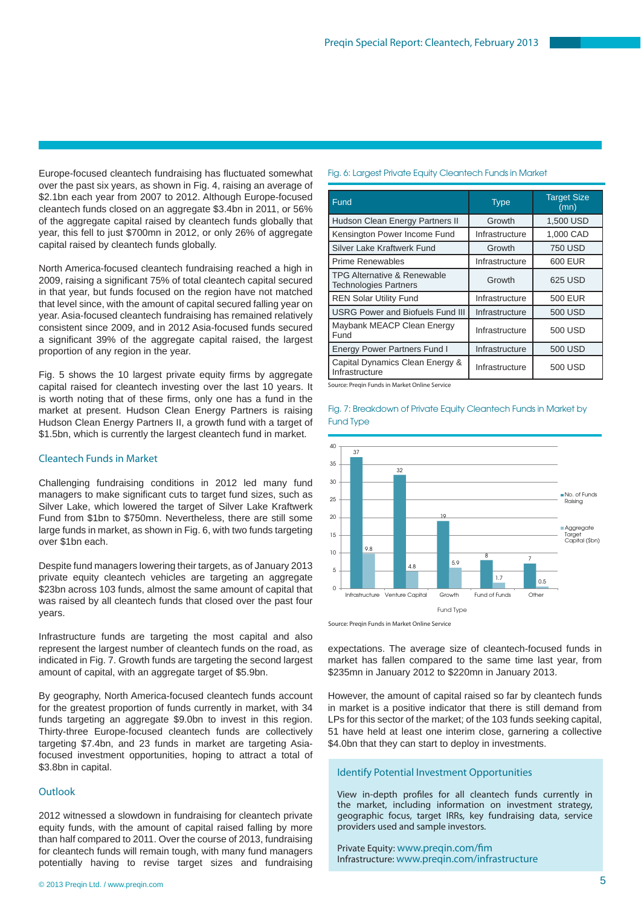Europe-focused cleantech fundraising has fluctuated somewhat over the past six years, as shown in Fig. 4, raising an average of $2.1bn each year from 2007 to 2012. Although Europe-focused cleantech funds closed on an aggregate $3.4bn in 2011, or 56% of the aggregate capital raised by cleantech funds globally that year, this fell to just $700mn in 2012, or only 26% of aggregate capital raised by cleantech funds globally.

North America-focused cleantech fundraising reached a high in 2009, raising a significant 75% of total cleantech capital secured in that year, but funds focused on the region have not matched that level since, with the amount of capital secured falling year on year. Asia-focused cleantech fundraising has remained relatively consistent since 2009, and in 2012 Asia-focused funds secured a significant 39% of the aggregate capital raised, the largest proportion of any region in the year.

Fig. 5 shows the 10 largest private equity firms by aggregate capital raised for cleantech investing over the last 10 years. It is worth noting that of these firms, only one has a fund in the market at present. Hudson Clean Energy Partners is raising Hudson Clean Energy Partners II, a growth fund with a target of $1.5bn, which is currently the largest cleantech fund in market.

## Cleantech Funds in Market

Challenging fundraising conditions in 2012 led many fund managers to make significant cuts to target fund sizes, such as Silver Lake, which lowered the target of Silver Lake Kraftwerk Fund from $1bn to $750mn. Nevertheless, there are still some large funds in market, as shown in Fig. 6, with two funds targeting over $1bn each.

Despite fund managers lowering their targets, as of January 2013 private equity cleantech vehicles are targeting an aggregate $23bn across 103 funds, almost the same amount of capital that was raised by all cleantech funds that closed over the past four years.

Infrastructure funds are targeting the most capital and also represent the largest number of cleantech funds on the road, as indicated in Fig. 7. Growth funds are targeting the second largest amount of capital, with an aggregate target of $5.9bn.

By geography, North America-focused cleantech funds account for the greatest proportion of funds currently in market, with 34 funds targeting an aggregate $9.0bn to invest in this region. Thirty-three Europe-focused cleantech funds are collectively targeting $7.4bn, and 23 funds in market are targeting Asia-focused investment opportunities, hoping to attract a total of $3.8bn in capital.

## Outlook

2012 witnessed a slowdown in fundraising for cleantech private equity funds, with the amount of capital raised falling by more than half compared to 2011. Over the course of 2013, fundraising for cleantech funds will remain tough, with many fund managers potentially having to revise target sizes and fundraising expectations. The average size of cleantech-focused funds in market has fallen compared to the same time last year, from $235mn in January 2012 to $220mn in January 2013.

However, the amount of capital raised so far by cleantech funds in market is a positive indicator that there is still demand from LPs for this sector of the market; of the 103 funds seeking capital, 51 have held at least one interim close, garnering a collective $4.0bn that they can start to deploy in investments.

Fig. 6: Largest Private Equity Cleantech Funds in Market

| Fund | Type | Target Size (mn) |
|---|---|---|
| Hudson Clean Energy Partners II | Growth | 1,500 USD |
| Kensington Power Income Fund | Infrastructure | 1,000 CAD |
| Silver Lake Kraftwerk Fund | Growth | 750 USD |
| Prime Renewables | Infrastructure | 600 EUR |
| TPG Alternative & Renewable Technologies Partners | Growth | 625 USD |
| REN Solar Utility Fund | Infrastructure | 500 EUR |
| USRG Power and Biofuels Fund III | Infrastructure | 500 USD |
| Maybank MEACP Clean Energy Fund | Infrastructure | 500 USD |
| Energy Power Partners Fund I | Infrastructure | 500 USD |
| Capital Dynamics Clean Energy & Infrastructure | Infrastructure | 500 USD |

Source: Preqin Funds in Market Online Service

Fig. 7: Breakdown of Private Equity Cleantech Funds in Market by Fund Type

| Fund Type | No. of Funds Raising | Aggregate Target Capital ($bn) |
|---|---|---|
| Infrastructure | 37 | 9.8 |
| Venture Capital | 32 | 4.8 |
| Growth | 19 | 5.9 |
| Fund of Funds | 8 | 1.7 |
| Other | 7 | 0.5 |

Source: Preqin Funds in Market Online Service

### Identify Potential Investment Opportunities

View in-depth profiles for all cleantech funds currently in the market, including information on investment strategy, geographic focus, target IRRs, key fundraising data, service providers used and sample investors.

Private Equity: www.preqin.com/fim
Infrastructure: www.preqin.com/infrastructure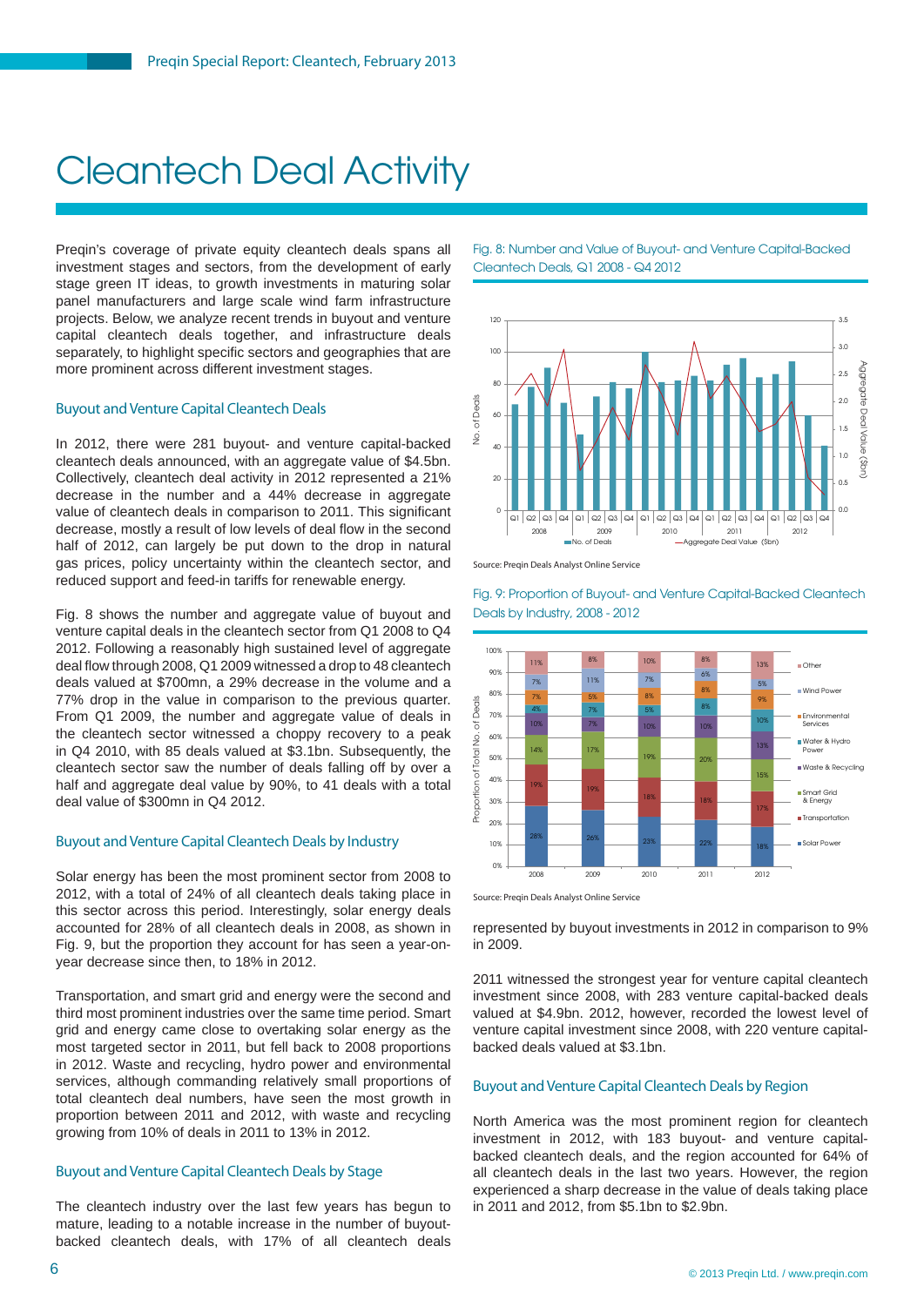# Cleantech Deal Activity

Preqin's coverage of private equity cleantech deals spans all investment stages and sectors, from the development of early stage green IT ideas, to growth investments in maturing solar panel manufacturers and large scale wind farm infrastructure projects. Below, we analyze recent trends in buyout and venture capital cleantech deals together, and infrastructure deals separately, to highlight specific sectors and geographies that are more prominent across different investment stages.

## Buyout and Venture Capital Cleantech Deals

In 2012, there were 281 buyout- and venture capital-backed cleantech deals announced, with an aggregate value of $4.5bn. Collectively, cleantech deal activity in 2012 represented a 21% decrease in the number and a 44% decrease in aggregate value of cleantech deals in comparison to 2011. This significant decrease, mostly a result of low levels of deal flow in the second half of 2012, can largely be put down to the drop in natural gas prices, policy uncertainty within the cleantech sector, and reduced support and feed-in tariffs for renewable energy.

Fig. 8 shows the number and aggregate value of buyout and venture capital deals in the cleantech sector from Q1 2008 to Q4 2012. Following a reasonably high sustained level of aggregate deal flow through 2008, Q1 2009 witnessed a drop to 48 cleantech deals valued at $700mn, a 29% decrease in the volume and a 77% drop in the value in comparison to the previous quarter. From Q1 2009, the number and aggregate value of deals in the cleantech sector witnessed a choppy recovery to a peak in Q4 2010, with 85 deals valued at $3.1bn. Subsequently, the cleantech sector saw the number of deals falling off by over a half and aggregate deal value by 90%, to 41 deals with a total deal value of $300mn in Q4 2012.

## Buyout and Venture Capital Cleantech Deals by Industry

Solar energy has been the most prominent sector from 2008 to 2012, with a total of 24% of all cleantech deals taking place in this sector across this period. Interestingly, solar energy deals accounted for 28% of cleantech deals in 2008, as shown in Fig. 9, but the proportion they account for has seen a year-on-year decrease since then, to 18% in 2012.

Transportation, and smart grid and energy were the second and third most prominent industries over the same time period. Smart grid and energy came close to overtaking solar energy as the most targeted sector in 2011, but fell back to 2008 proportions in 2012. Waste and recycling, hydro power and environmental services, although commanding relatively small proportions of total cleantech deal numbers, have seen the most growth in proportion between 2011 and 2012, with waste and recycling growing from 10% of deals in 2011 to 13% in 2012.

## Buyout and Venture Capital Cleantech Deals by Stage

The cleantech industry over the last few years has begun to mature, leading to a notable increase in the number of buyout-backed cleantech deals, with 17% of all cleantech deals represented by buyout investments in 2012 in comparison to 9% in 2009.

2011 witnessed the strongest year for venture capital cleantech investment since 2008, with 283 venture capital-backed deals valued at $4.9bn. 2012, however, recorded the lowest level of venture capital investment since 2008, with 220 venture capital-backed deals valued at $3.1bn.

## Buyout and Venture Capital Cleantech Deals by Region

North America was the most prominent region for cleantech investment in 2012, with 183 buyout- and venture capital-backed cleantech deals, and the region accounted for 64% of all cleantech deals in the last two years. However, the region experienced a sharp decrease in the value of deals taking place in 2011 and 2012, from $5.1bn to $2.9bn.

Fig. 8: Number and Value of Buyout- and Venture Capital-Backed Cleantech Deals, Q1 2008 - Q4 2012

Source: Preqin Deals Analyst Online Service

Fig. 9: Proportion of Buyout- and Venture Capital-Backed Cleantech Deals by Industry, 2008 - 2012

| | 2008 | 2009 | 2010 | 2011 | 2012 |
|---|---|---|---|---|---|
| Other | 11% | 8% | 10% | 8% | 13% |
| Wind Power | 7% | 11% | 7% | 6% | 5% |
| Environmental Services | 7% | 5% | 8% | 8% | 9% |
| Water & Hydro Power | 4% | 7% | 5% | 8% | 10% |
| Waste & Recycling | 10% | 7% | 10% | 10% | 13% |
| Smart Grid & Energy | 14% | 17% | 19% | 20% | 15% |
| Transportation | 19% | 19% | 18% | 18% | 17% |
| Solar Power | 28% | 26% | 23% | 22% | 18% |

Source: Preqin Deals Analyst Online Service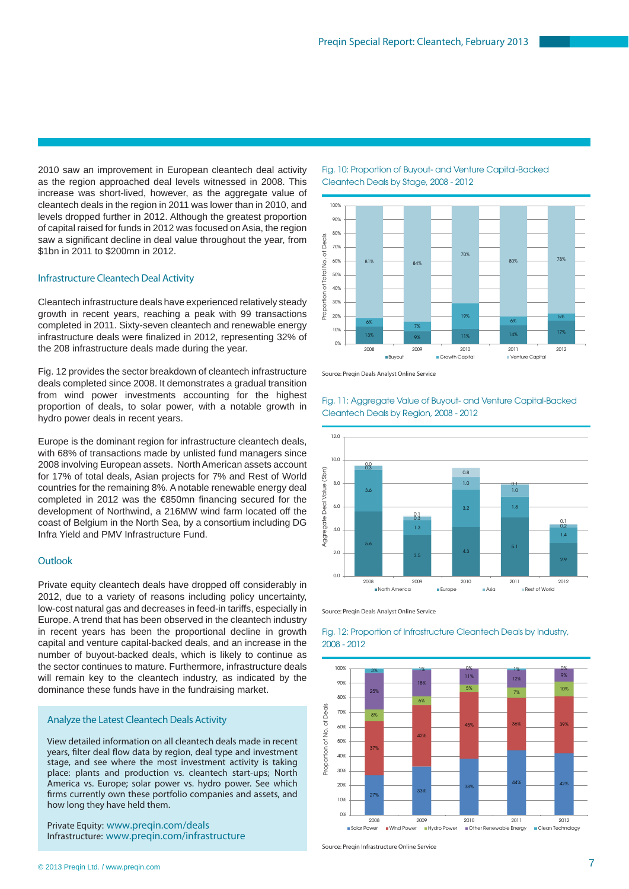2010 saw an improvement in European cleantech deal activity as the region approached deal levels witnessed in 2008. This increase was short-lived, however, as the aggregate value of cleantech deals in the region in 2011 was lower than in 2010, and levels dropped further in 2012. Although the greatest proportion of capital raised for funds in 2012 was focused on Asia, the region saw a significant decline in deal value throughout the year, from $1bn in 2011 to $200mn in 2012.

### Infrastructure Cleantech Deal Activity

Cleantech infrastructure deals have experienced relatively steady growth in recent years, reaching a peak with 99 transactions completed in 2011. Sixty-seven cleantech and renewable energy infrastructure deals were finalized in 2012, representing 32% of the 208 infrastructure deals made during the year.

Fig. 12 provides the sector breakdown of cleantech infrastructure deals completed since 2008. It demonstrates a gradual transition from wind power investments accounting for the highest proportion of deals, to solar power, with a notable growth in hydro power deals in recent years.

Europe is the dominant region for infrastructure cleantech deals, with 68% of transactions made by unlisted fund managers since 2008 involving European assets. North American assets account for 17% of total deals, Asian projects for 7% and Rest of World countries for the remaining 8%. A notable renewable energy deal completed in 2012 was the €850mn financing secured for the development of Northwind, a 216MW wind farm located off the coast of Belgium in the North Sea, by a consortium including DG Infra Yield and PMV Infrastructure Fund.

### Outlook

Private equity cleantech deals have dropped off considerably in 2012, due to a variety of reasons including policy uncertainty, low-cost natural gas and decreases in feed-in tariffs, especially in Europe. A trend that has been observed in the cleantech industry in recent years has been the proportional decline in growth capital and venture capital-backed deals, and an increase in the number of buyout-backed deals, which is likely to continue as the sector continues to mature. Furthermore, infrastructure deals will remain key to the cleantech industry, as indicated by the dominance these funds have in the fundraising market.

> **Analyze the Latest Cleantech Deals Activity**
>
> View detailed information on all cleantech deals made in recent years, filter deal flow data by region, deal type and investment stage, and see where the most investment activity is taking place: plants and production vs. cleantech start-ups; North America vs. Europe; solar power vs. hydro power. See which firms currently own these portfolio companies and assets, and how long they have held them.
>
> Private Equity: www.preqin.com/deals
> Infrastructure: www.preqin.com/infrastructure

**Fig. 10: Proportion of Buyout- and Venture Capital-Backed Cleantech Deals by Stage, 2008 - 2012**

| Year | Buyout | Growth Capital | Venture Capital |
|---|---|---|---|
| 2008 | 13% | 6% | 81% |
| 2009 | 9% | 7% | 84% |
| 2010 | 11% | 19% | 70% |
| 2011 | 14% | 6% | 80% |
| 2012 | 17% | 5% | 78% |

Source: Preqin Deals Analyst Online Service

**Fig. 11: Aggregate Value of Buyout- and Venture Capital-Backed Cleantech Deals by Region, 2008 - 2012**

Aggregate Deal Value ($bn)

| Year | North America | Europe | Asia | Rest of World |
|---|---|---|---|---|
| 2008 | 5.6 | 3.6 | 0.3 | 0.0 |
| 2009 | 3.5 | 1.3 | 0.3 | 0.1 |
| 2010 | 4.3 | 3.2 | 1.0 | 0.8 |
| 2011 | 5.1 | 1.8 | 1.0 | 0.1 |
| 2012 | 2.9 | 1.4 | 0.2 | 0.1 |

Source: Preqin Deals Analyst Online Service

**Fig. 12: Proportion of Infrastructure Cleantech Deals by Industry, 2008 - 2012**

| Year | Solar Power | Wind Power | Hydro Power | Other Renewable Energy | Clean Technology |
|---|---|---|---|---|---|
| 2008 | 27% | 37% | 8% | 25% | 3% |
| 2009 | 33% | 42% | 6% | 18% | 1% |
| 2010 | 38% | 45% | 5% | 11% | 0% |
| 2011 | 44% | 36% | 7% | 12% | 1% |
| 2012 | 42% | 39% | 10% | 9% | 0% |

Source: Preqin Infrastructure Online Service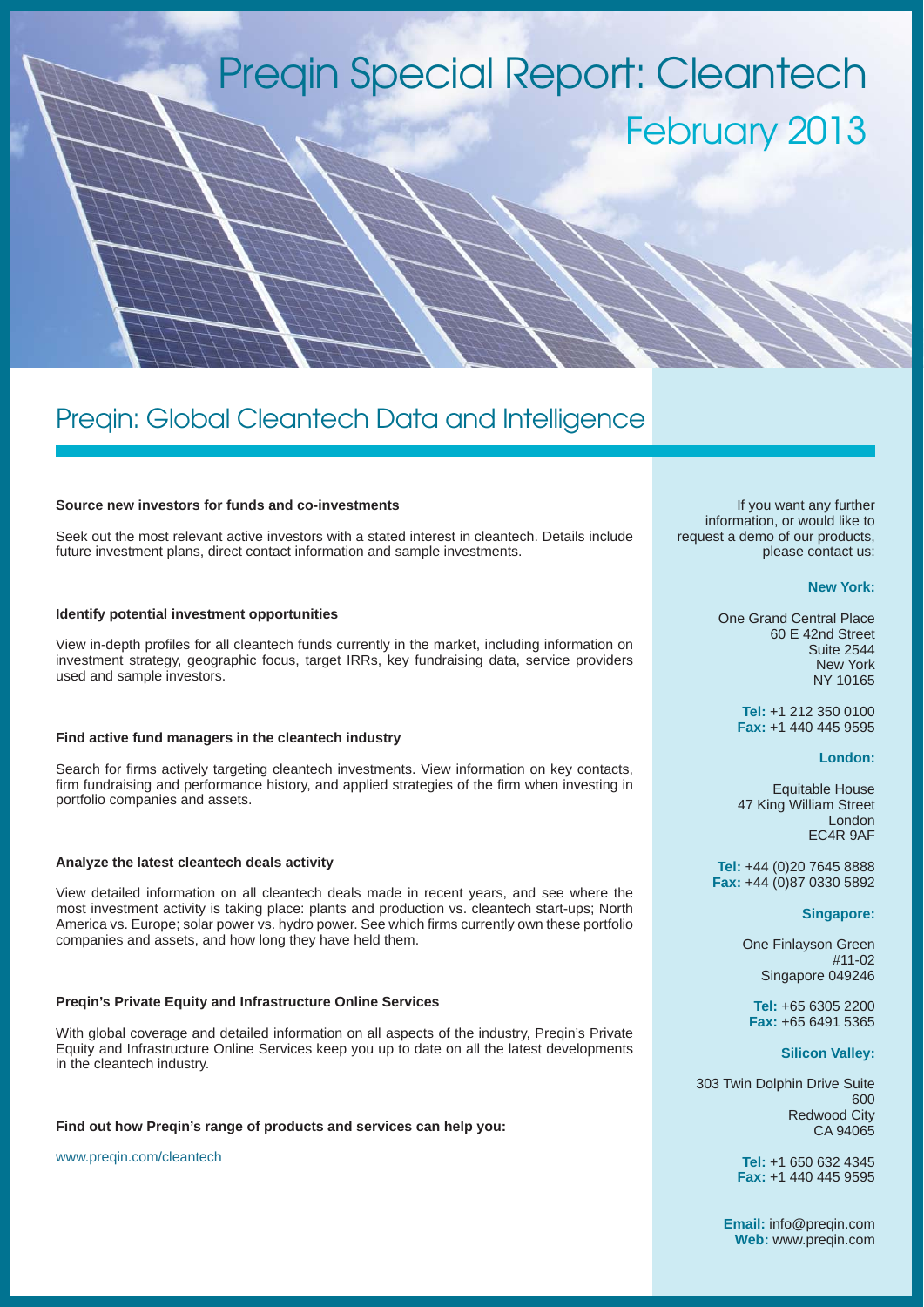# Preqin Special Report: Cleantech

## February 2013

## Preqin: Global Cleantech Data and Intelligence

**Source new investors for funds and co-investments**

Seek out the most relevant active investors with a stated interest in cleantech. Details include future investment plans, direct contact information and sample investments.

**Identify potential investment opportunities**

View in-depth profiles for all cleantech funds currently in the market, including information on investment strategy, geographic focus, target IRRs, key fundraising data, service providers used and sample investors.

**Find active fund managers in the cleantech industry**

Search for firms actively targeting cleantech investments. View information on key contacts, firm fundraising and performance history, and applied strategies of the firm when investing in portfolio companies and assets.

**Analyze the latest cleantech deals activity**

View detailed information on all cleantech deals made in recent years, and see where the most investment activity is taking place: plants and production vs. cleantech start-ups; North America vs. Europe; solar power vs. hydro power. See which firms currently own these portfolio companies and assets, and how long they have held them.

**Preqin's Private Equity and Infrastructure Online Services**

With global coverage and detailed information on all aspects of the industry, Preqin's Private Equity and Infrastructure Online Services keep you up to date on all the latest developments in the cleantech industry.

**Find out how Preqin's range of products and services can help you:**

www.preqin.com/cleantech

If you want any further information, or would like to request a demo of our products, please contact us:

**New York:**

One Grand Central Place
60 E 42nd Street
Suite 2544
New York
NY 10165

**Tel:** +1 212 350 0100
**Fax:** +1 440 445 9595

**London:**

Equitable House
47 King William Street
London
EC4R 9AF

**Tel:** +44 (0)20 7645 8888
**Fax:** +44 (0)87 0330 5892

**Singapore:**

One Finlayson Green
#11-02
Singapore 049246

**Tel:** +65 6305 2200
**Fax:** +65 6491 5365

**Silicon Valley:**

303 Twin Dolphin Drive Suite 600
Redwood City
CA 94065

**Tel:** +1 650 632 4345
**Fax:** +1 440 445 9595

**Email:** info@preqin.com
**Web:** www.preqin.com